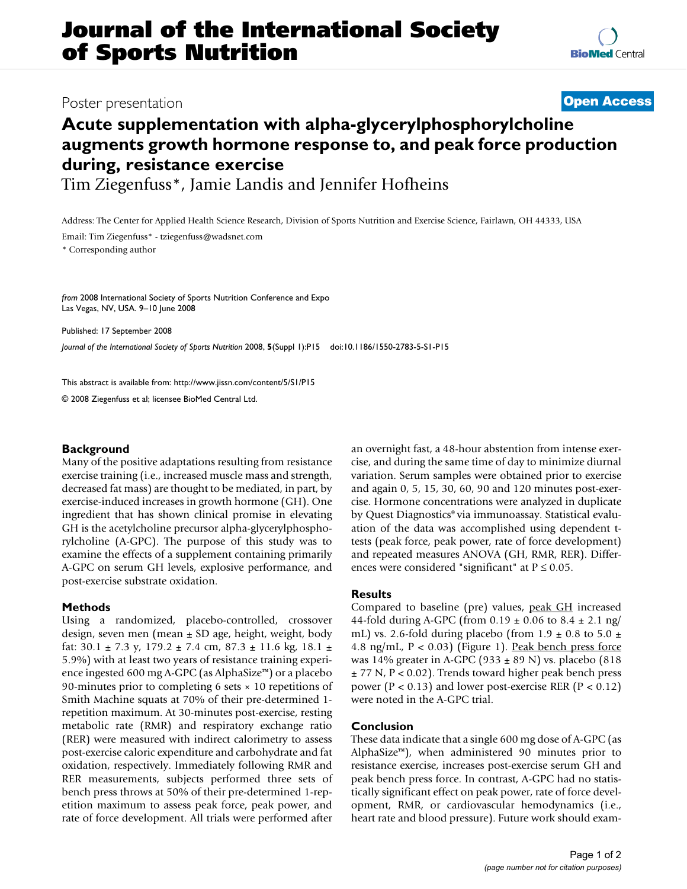# Journal of the International Society of Sports Nutrition

Poster presentation

**Open Access**

# Acute supplementation with alpha-glycerylphosphorylcholine augments growth hormone response to, and peak force production during, resistance exercise

Tim Ziegenfuss*, Jamie Landis and Jennifer Hofheins

Address: The Center for Applied Health Science Research, Division of Sports Nutrition and Exercise Science, Fairlawn, OH 44333, USA

Email: Tim Ziegenfuss* - tziegenfuss@wadsnet.com

\* Corresponding author

*from* 2008 International Society of Sports Nutrition Conference and Expo
Las Vegas, NV, USA. 9–10 June 2008

Published: 17 September 2008

*Journal of the International Society of Sports Nutrition* 2008, **5**(Suppl 1):P15 doi:10.1186/1550-2783-5-S1-P15

This abstract is available from: http://www.jissn.com/content/5/S1/P15

© 2008 Ziegenfuss et al; licensee BioMed Central Ltd.

## Background

Many of the positive adaptations resulting from resistance exercise training (i.e., increased muscle mass and strength, decreased fat mass) are thought to be mediated, in part, by exercise-induced increases in growth hormone (GH). One ingredient that has shown clinical promise in elevating GH is the acetylcholine precursor alpha-glycerylphosphorylcholine (A-GPC). The purpose of this study was to examine the effects of a supplement containing primarily A-GPC on serum GH levels, explosive performance, and post-exercise substrate oxidation.

## Methods

Using a randomized, placebo-controlled, crossover design, seven men (mean ± SD age, height, weight, body fat: 30.1 ± 7.3 y, 179.2 ± 7.4 cm, 87.3 ± 11.6 kg, 18.1 ± 5.9%) with at least two years of resistance training experience ingested 600 mg A-GPC (as AlphaSize™) or a placebo 90-minutes prior to completing 6 sets × 10 repetitions of Smith Machine squats at 70% of their pre-determined 1-repetition maximum. At 30-minutes post-exercise, resting metabolic rate (RMR) and respiratory exchange ratio (RER) were measured with indirect calorimetry to assess post-exercise caloric expenditure and carbohydrate and fat oxidation, respectively. Immediately following RMR and RER measurements, subjects performed three sets of bench press throws at 50% of their pre-determined 1-repetition maximum to assess peak force, peak power, and rate of force development. All trials were performed after an overnight fast, a 48-hour abstention from intense exercise, and during the same time of day to minimize diurnal variation. Serum samples were obtained prior to exercise and again 0, 5, 15, 30, 60, 90 and 120 minutes post-exercise. Hormone concentrations were analyzed in duplicate by Quest Diagnostics® via immunoassay. Statistical evaluation of the data was accomplished using dependent t-tests (peak force, peak power, rate of force development) and repeated measures ANOVA (GH, RMR, RER). Differences were considered "significant" at $P \leq 0.05$.

## Results

Compared to baseline (pre) values, peak GH increased 44-fold during A-GPC (from 0.19 ± 0.06 to 8.4 ± 2.1 ng/mL) vs. 2.6-fold during placebo (from 1.9 ± 0.8 to 5.0 ± 4.8 ng/mL, $P < 0.03$) (Figure 1). Peak bench press force was 14% greater in A-GPC (933 ± 89 N) vs. placebo (818 ± 77 N, $P < 0.02$). Trends toward higher peak bench press power ($P < 0.13$) and lower post-exercise RER ($P < 0.12$) were noted in the A-GPC trial.

## Conclusion

These data indicate that a single 600 mg dose of A-GPC (as AlphaSize™), when administered 90 minutes prior to resistance exercise, increases post-exercise serum GH and peak bench press force. In contrast, A-GPC had no statistically significant effect on peak power, rate of force development, RMR, or cardiovascular hemodynamics (i.e., heart rate and blood pressure). Future work should exam-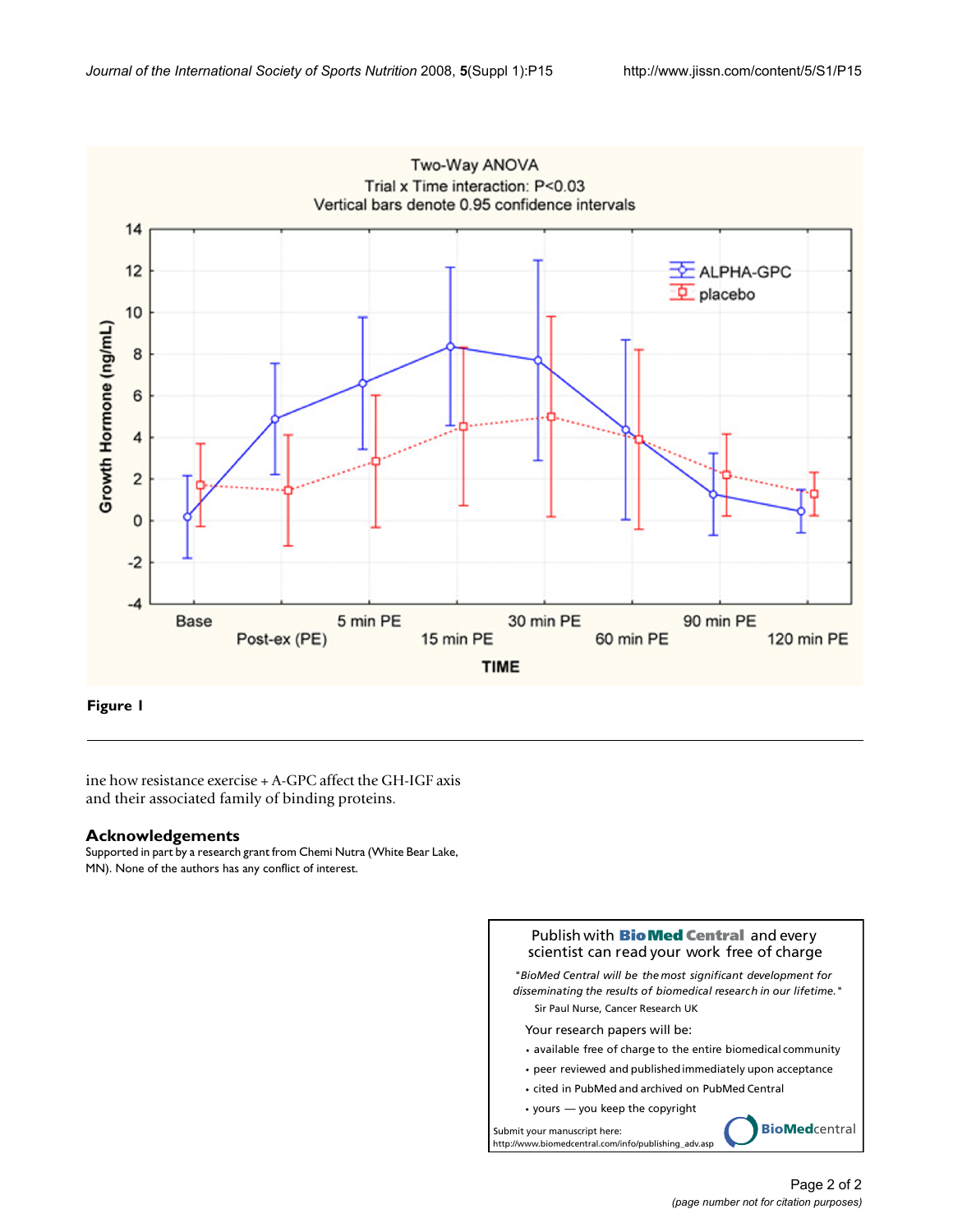Two-Way ANOVA
Trial x Time interaction: P<0.03
Vertical bars denote 0.95 confidence intervals

Growth Hormone (ng/mL)

14
12
10
8
6
4
2
0
-2
-4

ALPHA-GPC
placebo

Base
Post-ex (PE)
5 min PE
15 min PE
30 min PE
60 min PE
90 min PE
120 min PE

TIME

**Figure 1**

ine how resistance exercise + A-GPC affect the GH-IGF axis and their associated family of binding proteins.

## Acknowledgements

Supported in part by a research grant from Chemi Nutra (White Bear Lake, MN). None of the authors has any conflict of interest.

Publish with **BioMed Central** and every scientist can read your work free of charge

*"BioMed Central will be the most significant development for disseminating the results of biomedical research in our lifetime."*

Sir Paul Nurse, Cancer Research UK

Your research papers will be:

- available free of charge to the entire biomedical community
- peer reviewed and published immediately upon acceptance
- cited in PubMed and archived on PubMed Central
- yours — you keep the copyright

Submit your manuscript here:
http://www.biomedcentral.com/info/publishing_adv.asp

BioMedcentral